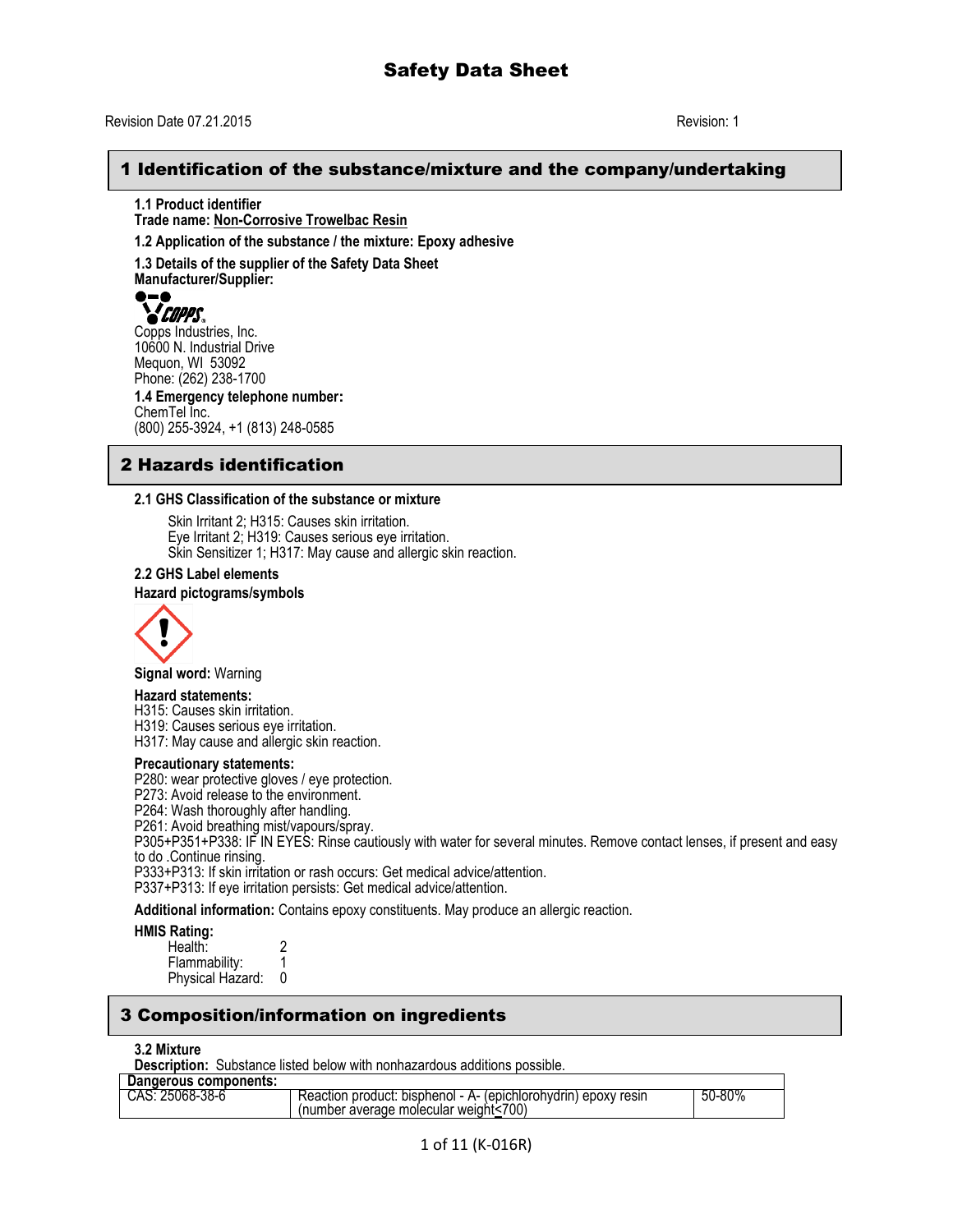# Safety Data Sheet

Revision Date 07.21.2015

Revision: 1

## 1 Identification of the substance/mixture and the company/undertaking

**1.1 Product identifier**

**Trade name: Non-Corrosive Trowelbac Resin**

**1.2 Application of the substance / the mixture: Epoxy adhesive**

**1.3 Details of the supplier of the Safety Data Sheet**

**Manufacturer/Supplier:**

COPPS

Copps Industries, Inc.
10600 N. Industrial Drive
Mequon, WI 53092
Phone: (262) 238-1700

**1.4 Emergency telephone number:**

ChemTel Inc.
(800) 255-3924, +1 (813) 248-0585

## 2 Hazards identification

**2.1 GHS Classification of the substance or mixture**

Skin Irritant 2; H315: Causes skin irritation.
Eye Irritant 2; H319: Causes serious eye irritation.
Skin Sensitizer 1; H317: May cause and allergic skin reaction.

**2.2 GHS Label elements**

**Hazard pictograms/symbols**

**Signal word:** Warning

**Hazard statements:**

H315: Causes skin irritation.
H319: Causes serious eye irritation.
H317: May cause and allergic skin reaction.

**Precautionary statements:**

P280: wear protective gloves / eye protection.
P273: Avoid release to the environment.
P264: Wash thoroughly after handling.
P261: Avoid breathing mist/vapours/spray.
P305+P351+P338: IF IN EYES: Rinse cautiously with water for several minutes. Remove contact lenses, if present and easy to do .Continue rinsing.
P333+P313: If skin irritation or rash occurs: Get medical advice/attention.
P337+P313: If eye irritation persists: Get medical advice/attention.

**Additional information:** Contains epoxy constituents. May produce an allergic reaction.

**HMIS Rating:**

Health: 2
Flammability: 1
Physical Hazard: 0

## 3 Composition/information on ingredients

**3.2 Mixture**

**Description:** Substance listed below with nonhazardous additions possible.

| Dangerous components: | | |
|---|---|---|
| CAS: 25068-38-6 | Reaction product: bisphenol - A- (epichlorohydrin) epoxy resin (number average molecular weight≤700) | 50-80% |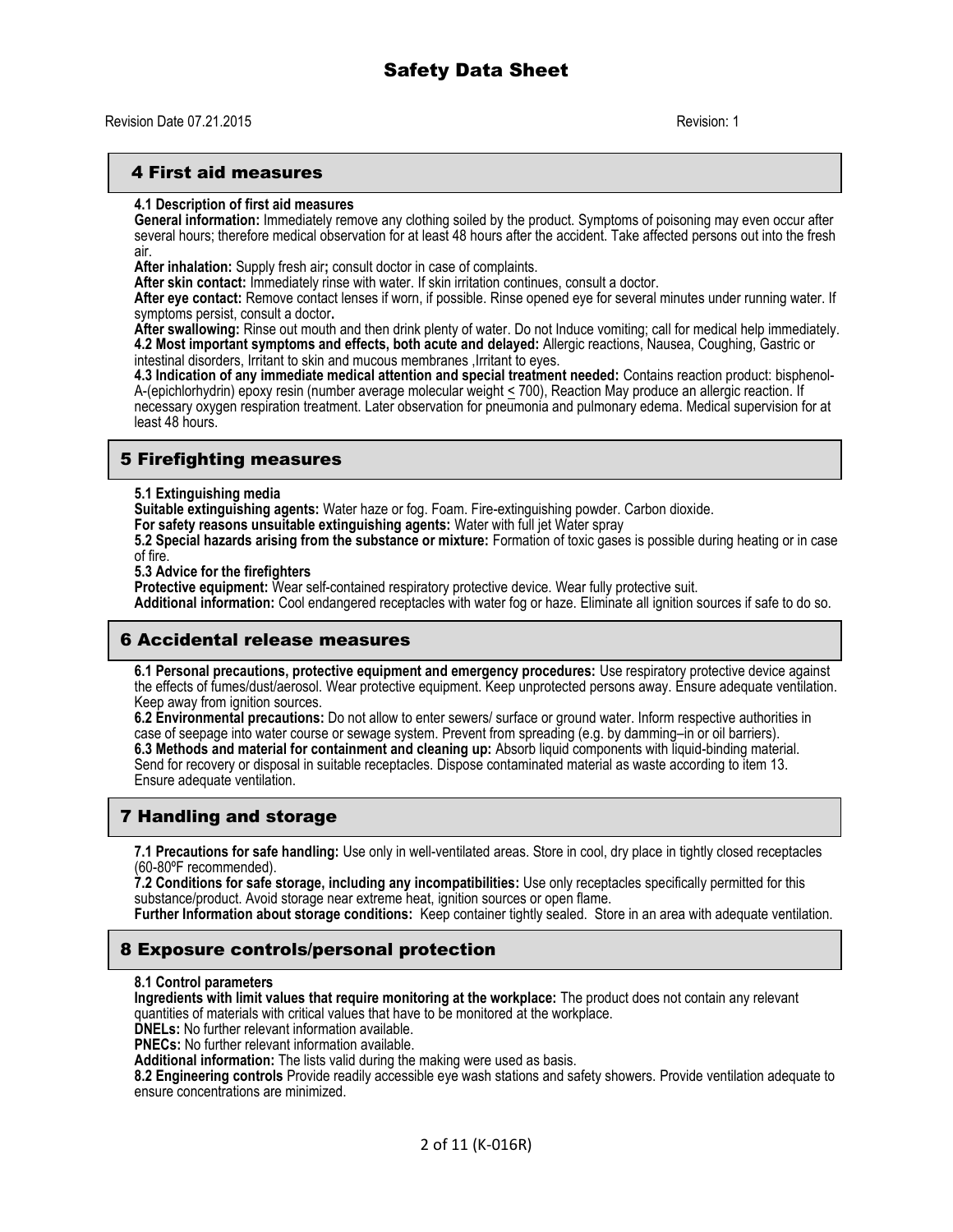## 4 First aid measures

**4.1 Description of first aid measures**

**General information:** Immediately remove any clothing soiled by the product. Symptoms of poisoning may even occur after several hours; therefore medical observation for at least 48 hours after the accident. Take affected persons out into the fresh air.

**After inhalation:** Supply fresh air**;** consult doctor in case of complaints.

**After skin contact:** Immediately rinse with water. If skin irritation continues, consult a doctor.

**After eye contact:** Remove contact lenses if worn, if possible. Rinse opened eye for several minutes under running water. If symptoms persist, consult a doctor**.**

**After swallowing:** Rinse out mouth and then drink plenty of water. Do not Induce vomiting; call for medical help immediately.

**4.2 Most important symptoms and effects, both acute and delayed:** Allergic reactions, Nausea, Coughing, Gastric or intestinal disorders, Irritant to skin and mucous membranes ,Irritant to eyes.

**4.3 Indication of any immediate medical attention and special treatment needed:** Contains reaction product: bisphenol-A-(epichlorhydrin) epoxy resin (number average molecular weight $\leq$ 700), Reaction May produce an allergic reaction. If necessary oxygen respiration treatment. Later observation for pneumonia and pulmonary edema. Medical supervision for at least 48 hours.

## 5 Firefighting measures

**5.1 Extinguishing media**

**Suitable extinguishing agents:** Water haze or fog. Foam. Fire-extinguishing powder. Carbon dioxide.

**For safety reasons unsuitable extinguishing agents:** Water with full jet Water spray

**5.2 Special hazards arising from the substance or mixture:** Formation of toxic gases is possible during heating or in case of fire.

**5.3 Advice for the firefighters**

**Protective equipment:** Wear self-contained respiratory protective device. Wear fully protective suit.

**Additional information:** Cool endangered receptacles with water fog or haze. Eliminate all ignition sources if safe to do so.

## 6 Accidental release measures

**6.1 Personal precautions, protective equipment and emergency procedures:** Use respiratory protective device against the effects of fumes/dust/aerosol. Wear protective equipment. Keep unprotected persons away. Ensure adequate ventilation. Keep away from ignition sources.

**6.2 Environmental precautions:** Do not allow to enter sewers/ surface or ground water. Inform respective authorities in case of seepage into water course or sewage system. Prevent from spreading (e.g. by damming–in or oil barriers).

**6.3 Methods and material for containment and cleaning up:** Absorb liquid components with liquid-binding material. Send for recovery or disposal in suitable receptacles. Dispose contaminated material as waste according to item 13. Ensure adequate ventilation.

## 7 Handling and storage

**7.1 Precautions for safe handling:** Use only in well-ventilated areas. Store in cool, dry place in tightly closed receptacles (60-80ºF recommended).

**7.2 Conditions for safe storage, including any incompatibilities:** Use only receptacles specifically permitted for this substance/product. Avoid storage near extreme heat, ignition sources or open flame.

**Further Information about storage conditions:** Keep container tightly sealed. Store in an area with adequate ventilation.

## 8 Exposure controls/personal protection

**8.1 Control parameters**

**Ingredients with limit values that require monitoring at the workplace:** The product does not contain any relevant quantities of materials with critical values that have to be monitored at the workplace.

**DNELs:** No further relevant information available.

**PNECs:** No further relevant information available.

**Additional information:** The lists valid during the making were used as basis.

**8.2 Engineering controls** Provide readily accessible eye wash stations and safety showers. Provide ventilation adequate to ensure concentrations are minimized.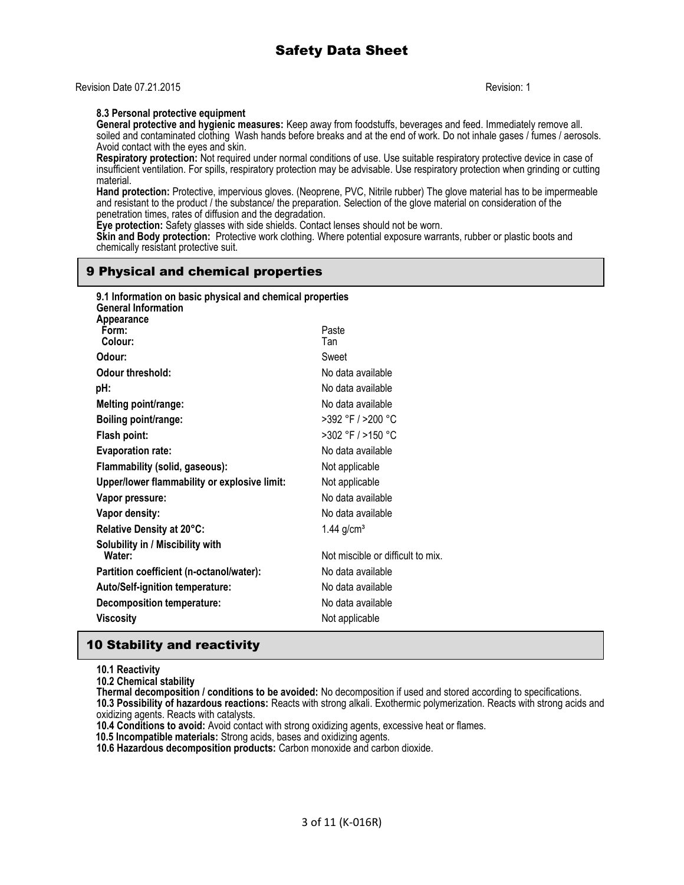**8.3 Personal protective equipment**

**General protective and hygienic measures:** Keep away from foodstuffs, beverages and feed. Immediately remove all. soiled and contaminated clothing Wash hands before breaks and at the end of work. Do not inhale gases / fumes / aerosols. Avoid contact with the eyes and skin.

**Respiratory protection:** Not required under normal conditions of use. Use suitable respiratory protective device in case of insufficient ventilation. For spills, respiratory protection may be advisable. Use respiratory protection when grinding or cutting material.

**Hand protection:** Protective, impervious gloves. (Neoprene, PVC, Nitrile rubber) The glove material has to be impermeable and resistant to the product / the substance/ the preparation. Selection of the glove material on consideration of the penetration times, rates of diffusion and the degradation.

**Eye protection:** Safety glasses with side shields. Contact lenses should not be worn.

**Skin and Body protection:** Protective work clothing. Where potential exposure warrants, rubber or plastic boots and chemically resistant protective suit.

## 9 Physical and chemical properties

**9.1 Information on basic physical and chemical properties**

**General Information**

| Property | Value |
|---|---|
| **Appearance** | |
| **Form:** | Paste |
| **Colour:** | Tan |
| **Odour:** | Sweet |
| **Odour threshold:** | No data available |
| **pH:** | No data available |
| **Melting point/range:** | No data available |
| **Boiling point/range:** | >392 °F / >200 °C |
| **Flash point:** | >302 °F / >150 °C |
| **Evaporation rate:** | No data available |
| **Flammability (solid, gaseous):** | Not applicable |
| **Upper/lower flammability or explosive limit:** | Not applicable |
| **Vapor pressure:** | No data available |
| **Vapor density:** | No data available |
| **Relative Density at 20°C:** | 1.44 $g/cm^3$ |
| **Solubility in / Miscibility with Water:** | Not miscible or difficult to mix. |
| **Partition coefficient (n-octanol/water):** | No data available |
| **Auto/Self-ignition temperature:** | No data available |
| **Decomposition temperature:** | No data available |
| **Viscosity** | Not applicable |

## 10 Stability and reactivity

**10.1 Reactivity**

**10.2 Chemical stability**

**Thermal decomposition / conditions to be avoided:** No decomposition if used and stored according to specifications.

**10.3 Possibility of hazardous reactions:** Reacts with strong alkali. Exothermic polymerization. Reacts with strong acids and oxidizing agents. Reacts with catalysts.

**10.4 Conditions to avoid:** Avoid contact with strong oxidizing agents, excessive heat or flames.

**10.5 Incompatible materials:** Strong acids, bases and oxidizing agents.

**10.6 Hazardous decomposition products:** Carbon monoxide and carbon dioxide.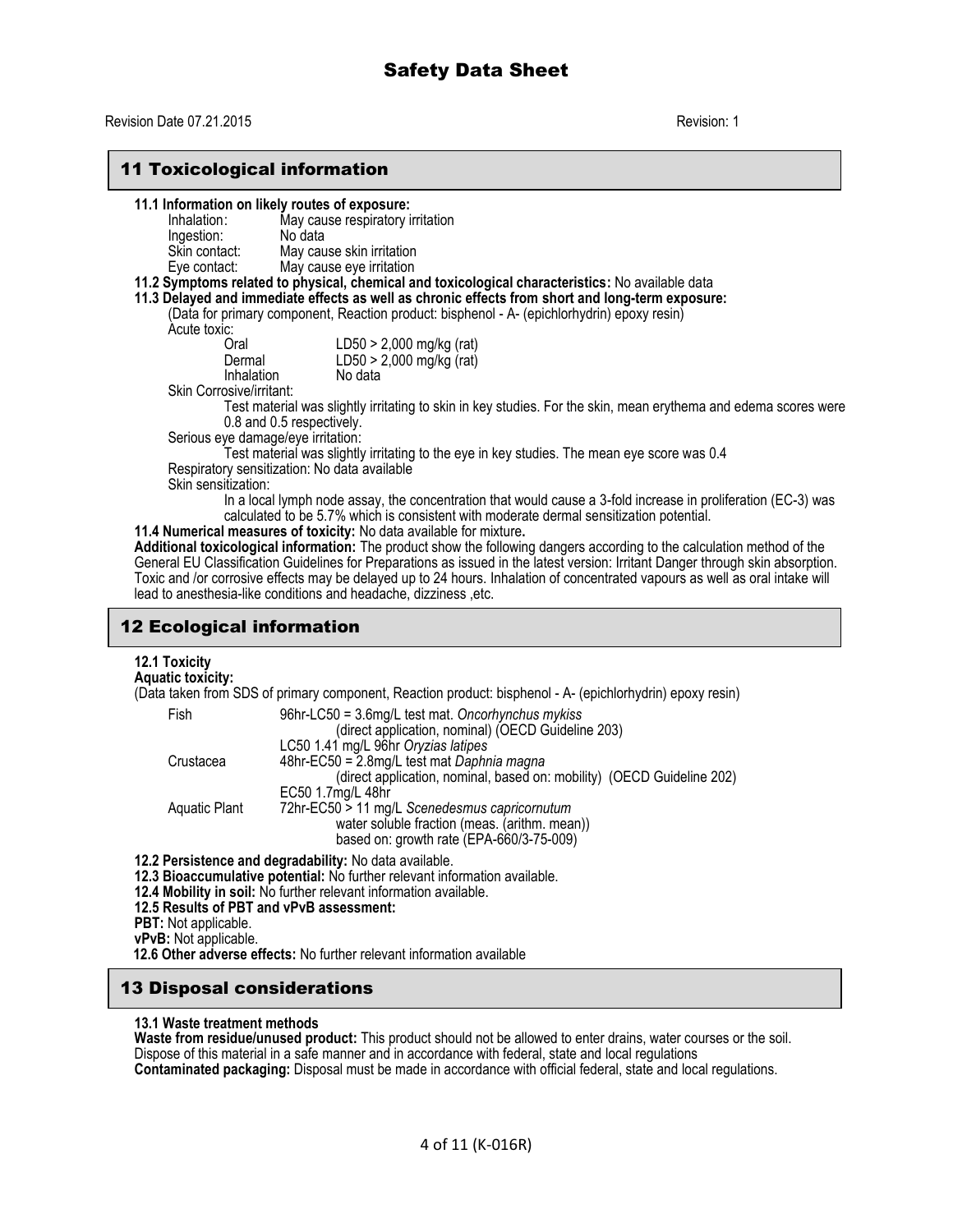## 11 Toxicological information

**11.1 Information on likely routes of exposure:**

Inhalation: May cause respiratory irritation
Ingestion: No data
Skin contact: May cause skin irritation
Eye contact: May cause eye irritation

**11.2 Symptoms related to physical, chemical and toxicological characteristics:** No available data

**11.3 Delayed and immediate effects as well as chronic effects from short and long-term exposure:**

(Data for primary component, Reaction product: bisphenol - A- (epichlorhydrin) epoxy resin)

Acute toxic:

| | |
|---|---|
| Oral | LD50 > 2,000 mg/kg (rat) |
| Dermal | LD50 > 2,000 mg/kg (rat) |
| Inhalation | No data |

Skin Corrosive/irritant:

Test material was slightly irritating to skin in key studies. For the skin, mean erythema and edema scores were 0.8 and 0.5 respectively.

Serious eye damage/eye irritation:

Test material was slightly irritating to the eye in key studies. The mean eye score was 0.4

Respiratory sensitization: No data available

Skin sensitization:

In a local lymph node assay, the concentration that would cause a 3-fold increase in proliferation (EC-3) was calculated to be 5.7% which is consistent with moderate dermal sensitization potential.

**11.4 Numerical measures of toxicity:** No data available for mixture**.**

**Additional toxicological information:** The product show the following dangers according to the calculation method of the General EU Classification Guidelines for Preparations as issued in the latest version: Irritant Danger through skin absorption. Toxic and /or corrosive effects may be delayed up to 24 hours. Inhalation of concentrated vapours as well as oral intake will lead to anesthesia-like conditions and headache, dizziness ,etc.

## 12 Ecological information

**12.1 Toxicity**

**Aquatic toxicity:**

(Data taken from SDS of primary component, Reaction product: bisphenol - A- (epichlorhydrin) epoxy resin)

| | |
|---|---|
| Fish | 96hr-LC50 = 3.6mg/L test mat. *Oncorhynchus mykiss* (direct application, nominal) (OECD Guideline 203)<br>LC50 1.41 mg/L 96hr *Oryzias latipes* |
| Crustacea | 48hr-EC50 = 2.8mg/L test mat *Daphnia magna* (direct application, nominal, based on: mobility) (OECD Guideline 202)<br>EC50 1.7mg/L 48hr |
| Aquatic Plant | 72hr-EC50 > 11 mg/L *Scenedesmus capricornutum* water soluble fraction (meas. (arithm. mean)) based on: growth rate (EPA-660/3-75-009) |

**12.2 Persistence and degradability:** No data available.

**12.3 Bioaccumulative potential:** No further relevant information available.

**12.4 Mobility in soil:** No further relevant information available.

**12.5 Results of PBT and vPvB assessment:**

**PBT:** Not applicable.

**vPvB:** Not applicable.

**12.6 Other adverse effects:** No further relevant information available

## 13 Disposal considerations

**13.1 Waste treatment methods**

**Waste from residue/unused product:** This product should not be allowed to enter drains, water courses or the soil. Dispose of this material in a safe manner and in accordance with federal, state and local regulations

**Contaminated packaging:** Disposal must be made in accordance with official federal, state and local regulations.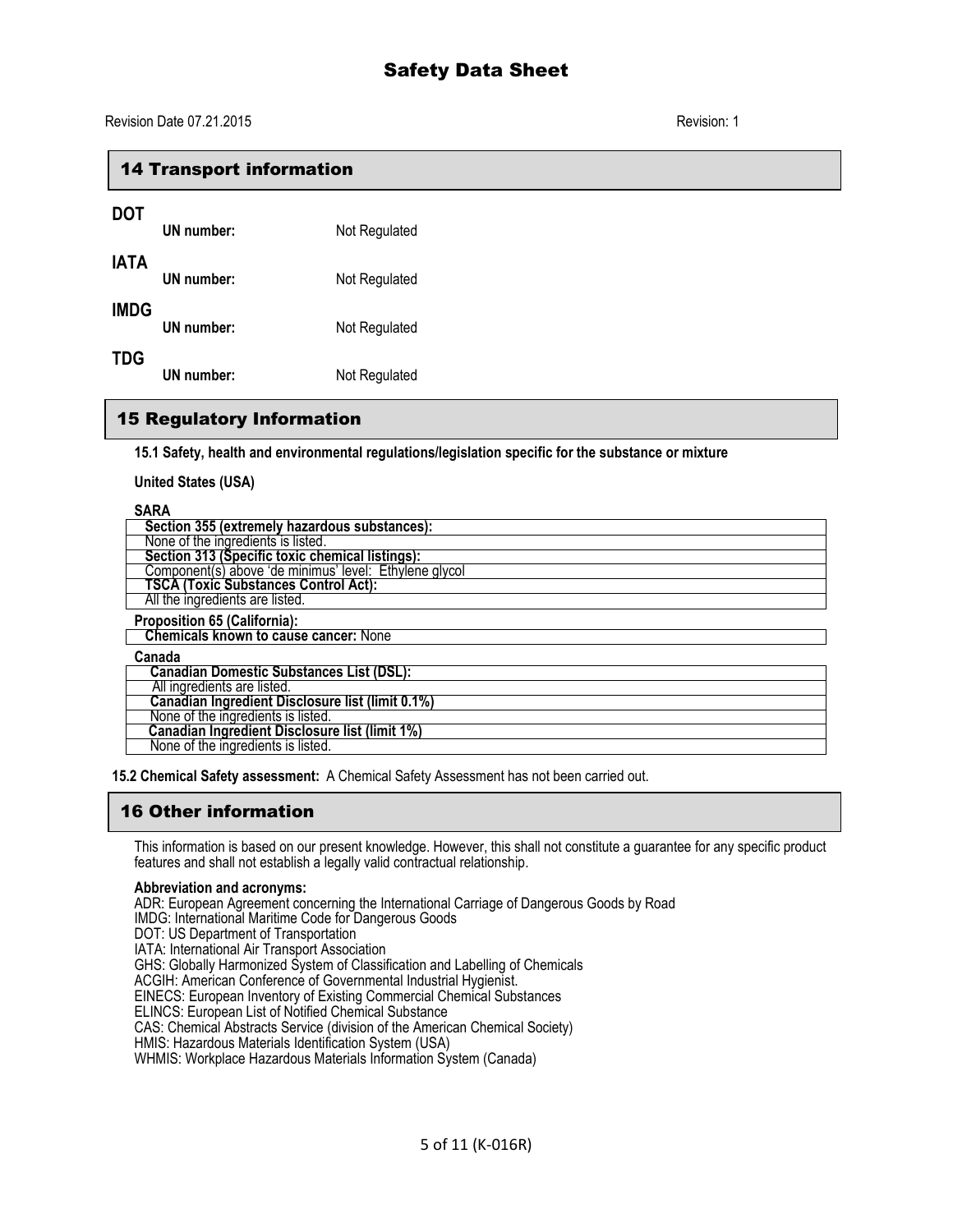## 14 Transport information

**DOT**

**UN number:** Not Regulated

**IATA**

**UN number:** Not Regulated

**IMDG**

**UN number:** Not Regulated

**TDG**

**UN number:** Not Regulated

## 15 Regulatory Information

**15.1 Safety, health and environmental regulations/legislation specific for the substance or mixture**

**United States (USA)**

**SARA**

| **Section 355 (extremely hazardous substances):** |
|---|
| None of the ingredients is listed. |
| **Section 313 (Specific toxic chemical listings):** |
| Component(s) above 'de minimus' level: Ethylene glycol |
| **TSCA (Toxic Substances Control Act):** |
| All the ingredients are listed. |

**Proposition 65 (California):**

| **Chemicals known to cause cancer:** None |
|---|

**Canada**

| **Canadian Domestic Substances List (DSL):** |
|---|
| All ingredients are listed. |
| **Canadian Ingredient Disclosure list (limit 0.1%)** |
| None of the ingredients is listed. |
| **Canadian Ingredient Disclosure list (limit 1%)** |
| None of the ingredients is listed. |

**15.2 Chemical Safety assessment:** A Chemical Safety Assessment has not been carried out.

## 16 Other information

This information is based on our present knowledge. However, this shall not constitute a guarantee for any specific product features and shall not establish a legally valid contractual relationship.

**Abbreviation and acronyms:**

ADR: European Agreement concerning the International Carriage of Dangerous Goods by Road
IMDG: International Maritime Code for Dangerous Goods
DOT: US Department of Transportation
IATA: International Air Transport Association
GHS: Globally Harmonized System of Classification and Labelling of Chemicals
ACGIH: American Conference of Governmental Industrial Hygienist.
EINECS: European Inventory of Existing Commercial Chemical Substances
ELINCS: European List of Notified Chemical Substance
CAS: Chemical Abstracts Service (division of the American Chemical Society)
HMIS: Hazardous Materials Identification System (USA)
WHMIS: Workplace Hazardous Materials Information System (Canada)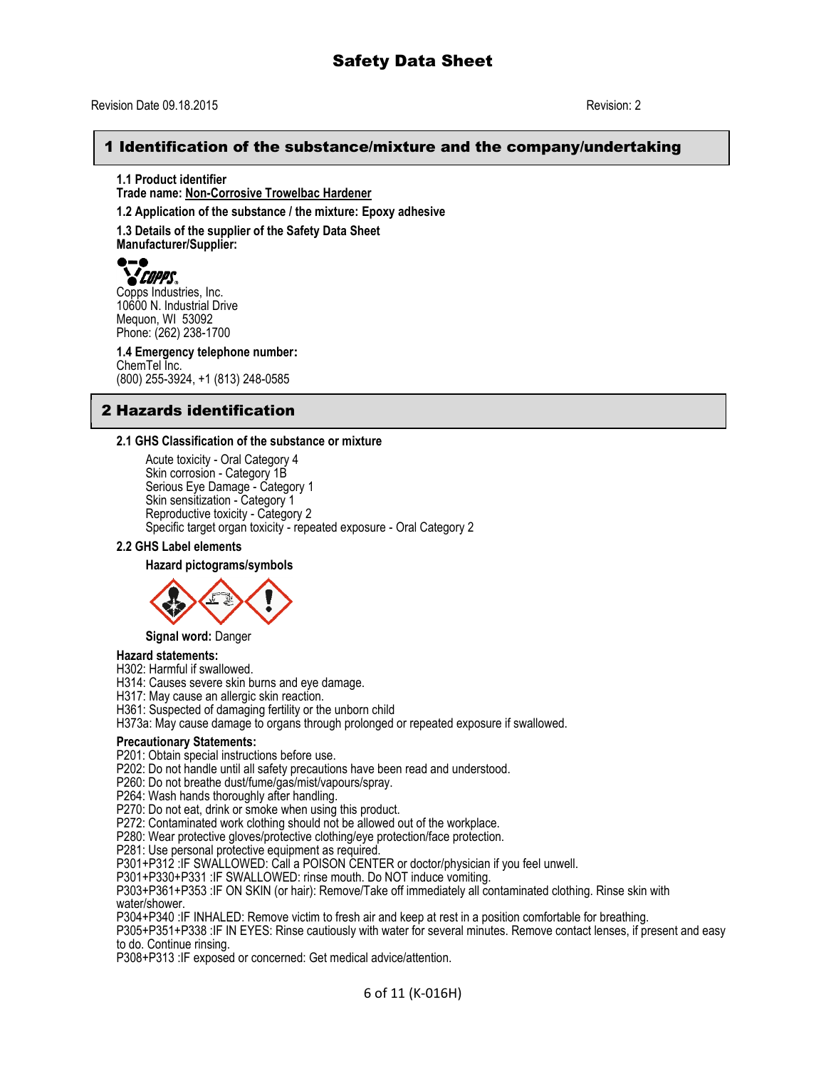# Safety Data Sheet

Revision Date 09.18.2015 Revision: 2

## 1 Identification of the substance/mixture and the company/undertaking

**1.1 Product identifier**
**Trade name: Non-Corrosive Trowelbac Hardener**

**1.2 Application of the substance / the mixture: Epoxy adhesive**

**1.3 Details of the supplier of the Safety Data Sheet**
**Manufacturer/Supplier:**

Copps Industries, Inc.
10600 N. Industrial Drive
Mequon, WI 53092
Phone: (262) 238-1700

**1.4 Emergency telephone number:**
ChemTel Inc.
(800) 255-3924, +1 (813) 248-0585

## 2 Hazards identification

**2.1 GHS Classification of the substance or mixture**

Acute toxicity - Oral Category 4
Skin corrosion - Category 1B
Serious Eye Damage - Category 1
Skin sensitization - Category 1
Reproductive toxicity - Category 2
Specific target organ toxicity - repeated exposure - Oral Category 2

**2.2 GHS Label elements**

**Hazard pictograms/symbols**

**Signal word:** Danger

**Hazard statements:**
H302: Harmful if swallowed.
H314: Causes severe skin burns and eye damage.
H317: May cause an allergic skin reaction.
H361: Suspected of damaging fertility or the unborn child
H373a: May cause damage to organs through prolonged or repeated exposure if swallowed.

**Precautionary Statements:**
P201: Obtain special instructions before use.
P202: Do not handle until all safety precautions have been read and understood.
P260: Do not breathe dust/fume/gas/mist/vapours/spray.
P264: Wash hands thoroughly after handling.
P270: Do not eat, drink or smoke when using this product.
P272: Contaminated work clothing should not be allowed out of the workplace.
P280: Wear protective gloves/protective clothing/eye protection/face protection.
P281: Use personal protective equipment as required.
P301+P312 :IF SWALLOWED: Call a POISON CENTER or doctor/physician if you feel unwell.
P301+P330+P331 :IF SWALLOWED: rinse mouth. Do NOT induce vomiting.
P303+P361+P353 :IF ON SKIN (or hair): Remove/Take off immediately all contaminated clothing. Rinse skin with water/shower.
P304+P340 :IF INHALED: Remove victim to fresh air and keep at rest in a position comfortable for breathing.
P305+P351+P338 :IF IN EYES: Rinse cautiously with water for several minutes. Remove contact lenses, if present and easy to do. Continue rinsing.
P308+P313 :IF exposed or concerned: Get medical advice/attention.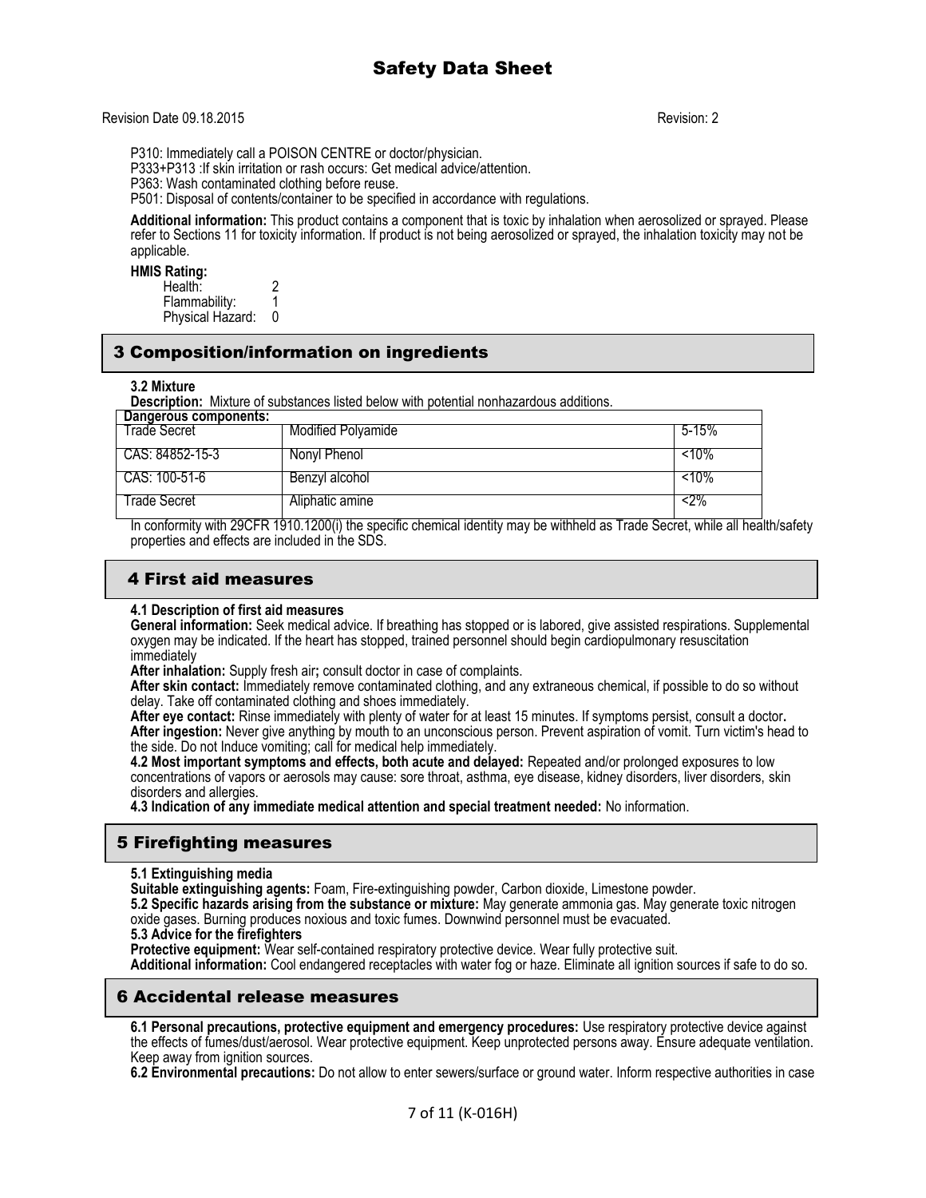P310: Immediately call a POISON CENTRE or doctor/physician.
P333+P313 :If skin irritation or rash occurs: Get medical advice/attention.
P363: Wash contaminated clothing before reuse.
P501: Disposal of contents/container to be specified in accordance with regulations.

**Additional information:** This product contains a component that is toxic by inhalation when aerosolized or sprayed. Please refer to Sections 11 for toxicity information. If product is not being aerosolized or sprayed, the inhalation toxicity may not be applicable.

**HMIS Rating:**
Health: 2
Flammability: 1
Physical Hazard: 0

## 3 Composition/information on ingredients

**3.2 Mixture**
**Description:** Mixture of substances listed below with potential nonhazardous additions.

| Dangerous components: | | |
|---|---|---|
| Trade Secret | Modified Polyamide | 5-15% |
| CAS: 84852-15-3 | Nonyl Phenol | <10% |
| CAS: 100-51-6 | Benzyl alcohol | <10% |
| Trade Secret | Aliphatic amine | <2% |

In conformity with 29CFR 1910.1200(i) the specific chemical identity may be withheld as Trade Secret, while all health/safety properties and effects are included in the SDS.

## 4 First aid measures

**4.1 Description of first aid measures**
**General information:** Seek medical advice. If breathing has stopped or is labored, give assisted respirations. Supplemental oxygen may be indicated. If the heart has stopped, trained personnel should begin cardiopulmonary resuscitation immediately
**After inhalation:** Supply fresh air**;** consult doctor in case of complaints.
**After skin contact:** Immediately remove contaminated clothing, and any extraneous chemical, if possible to do so without delay. Take off contaminated clothing and shoes immediately.
**After eye contact:** Rinse immediately with plenty of water for at least 15 minutes. If symptoms persist, consult a doctor**.**
**After ingestion:** Never give anything by mouth to an unconscious person. Prevent aspiration of vomit. Turn victim's head to the side. Do not Induce vomiting; call for medical help immediately.
**4.2 Most important symptoms and effects, both acute and delayed:** Repeated and/or prolonged exposures to low concentrations of vapors or aerosols may cause: sore throat, asthma, eye disease, kidney disorders, liver disorders, skin disorders and allergies.
**4.3 Indication of any immediate medical attention and special treatment needed:** No information.

## 5 Firefighting measures

**5.1 Extinguishing media**
**Suitable extinguishing agents:** Foam, Fire-extinguishing powder, Carbon dioxide, Limestone powder.
**5.2 Specific hazards arising from the substance or mixture:** May generate ammonia gas. May generate toxic nitrogen oxide gases. Burning produces noxious and toxic fumes. Downwind personnel must be evacuated.
**5.3 Advice for the firefighters**
**Protective equipment:** Wear self-contained respiratory protective device. Wear fully protective suit.
**Additional information:** Cool endangered receptacles with water fog or haze. Eliminate all ignition sources if safe to do so.

## 6 Accidental release measures

**6.1 Personal precautions, protective equipment and emergency procedures:** Use respiratory protective device against the effects of fumes/dust/aerosol. Wear protective equipment. Keep unprotected persons away. Ensure adequate ventilation. Keep away from ignition sources.
**6.2 Environmental precautions:** Do not allow to enter sewers/surface or ground water. Inform respective authorities in case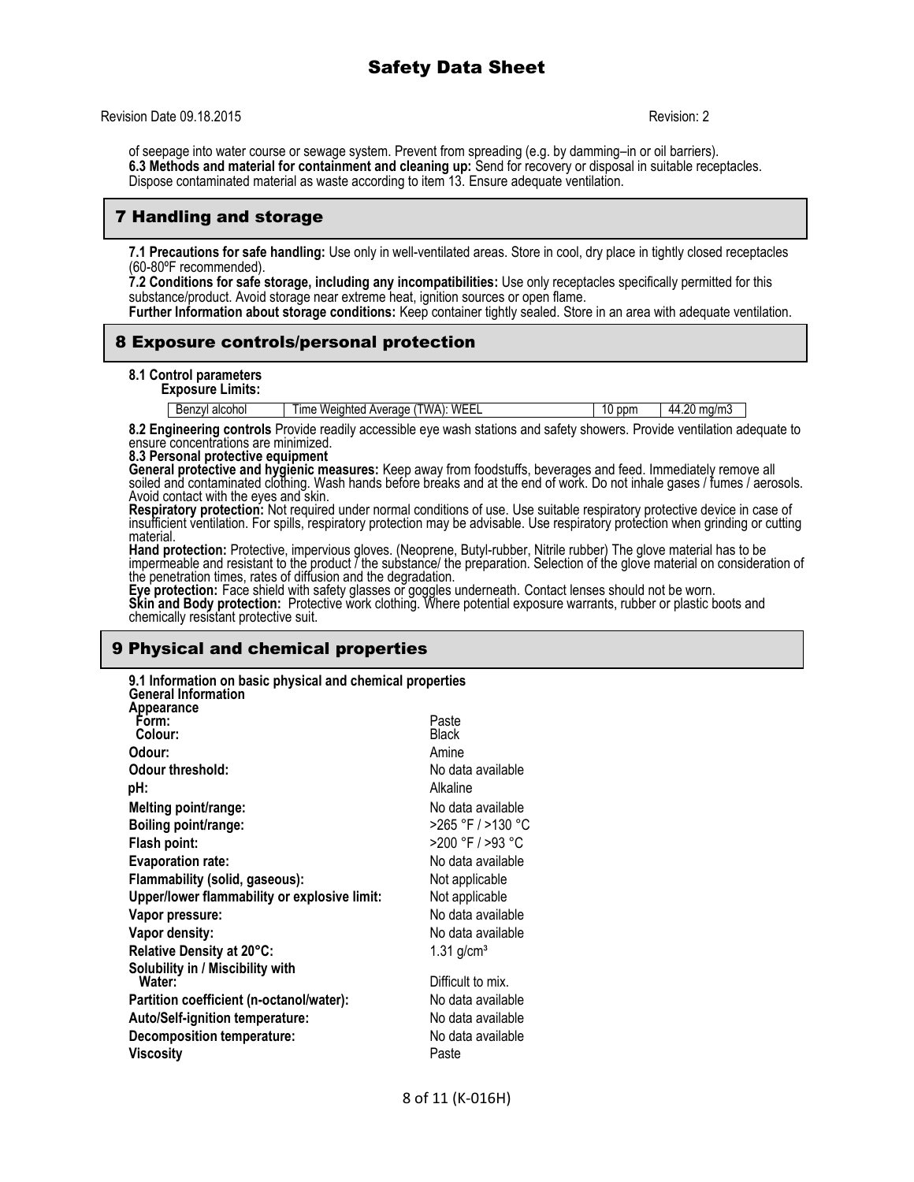of seepage into water course or sewage system. Prevent from spreading (e.g. by damming–in or oil barriers).
**6.3 Methods and material for containment and cleaning up:** Send for recovery or disposal in suitable receptacles. Dispose contaminated material as waste according to item 13. Ensure adequate ventilation.

## 7 Handling and storage

**7.1 Precautions for safe handling:** Use only in well-ventilated areas. Store in cool, dry place in tightly closed receptacles (60-80ºF recommended).
**7.2 Conditions for safe storage, including any incompatibilities:** Use only receptacles specifically permitted for this substance/product. Avoid storage near extreme heat, ignition sources or open flame.
**Further Information about storage conditions:** Keep container tightly sealed. Store in an area with adequate ventilation.

## 8 Exposure controls/personal protection

**8.1 Control parameters**
**Exposure Limits:**

| Benzyl alcohol | Time Weighted Average (TWA): WEEL | 10 ppm | 44.20 mg/m3 |
|---|---|---|---|

**8.2 Engineering controls** Provide readily accessible eye wash stations and safety showers. Provide ventilation adequate to ensure concentrations are minimized.
**8.3 Personal protective equipment**
**General protective and hygienic measures:** Keep away from foodstuffs, beverages and feed. Immediately remove all soiled and contaminated clothing. Wash hands before breaks and at the end of work. Do not inhale gases / fumes / aerosols. Avoid contact with the eyes and skin.
**Respiratory protection:** Not required under normal conditions of use. Use suitable respiratory protective device in case of insufficient ventilation. For spills, respiratory protection may be advisable. Use respiratory protection when grinding or cutting material.
**Hand protection:** Protective, impervious gloves. (Neoprene, Butyl-rubber, Nitrile rubber) The glove material has to be impermeable and resistant to the product / the substance/ the preparation. Selection of the glove material on consideration of the penetration times, rates of diffusion and the degradation.
**Eye protection:** Face shield with safety glasses or goggles underneath. Contact lenses should not be worn.
**Skin and Body protection:** Protective work clothing. Where potential exposure warrants, rubber or plastic boots and chemically resistant protective suit.

## 9 Physical and chemical properties

**9.1 Information on basic physical and chemical properties**
**General Information**
**Appearance**

| | |
|---|---|
| **Form:** | Paste |
| **Colour:** | Black |
| **Odour:** | Amine |
| **Odour threshold:** | No data available |
| **pH:** | Alkaline |
| **Melting point/range:** | No data available |
| **Boiling point/range:** | >265 °F / >130 °C |
| **Flash point:** | >200 °F / >93 °C |
| **Evaporation rate:** | No data available |
| **Flammability (solid, gaseous):** | Not applicable |
| **Upper/lower flammability or explosive limit:** | Not applicable |
| **Vapor pressure:** | No data available |
| **Vapor density:** | No data available |
| **Relative Density at 20°C:** | 1.31 g/cm³ |
| **Solubility in / Miscibility with Water:** | Difficult to mix. |
| **Partition coefficient (n-octanol/water):** | No data available |
| **Auto/Self-ignition temperature:** | No data available |
| **Decomposition temperature:** | No data available |
| **Viscosity** | Paste |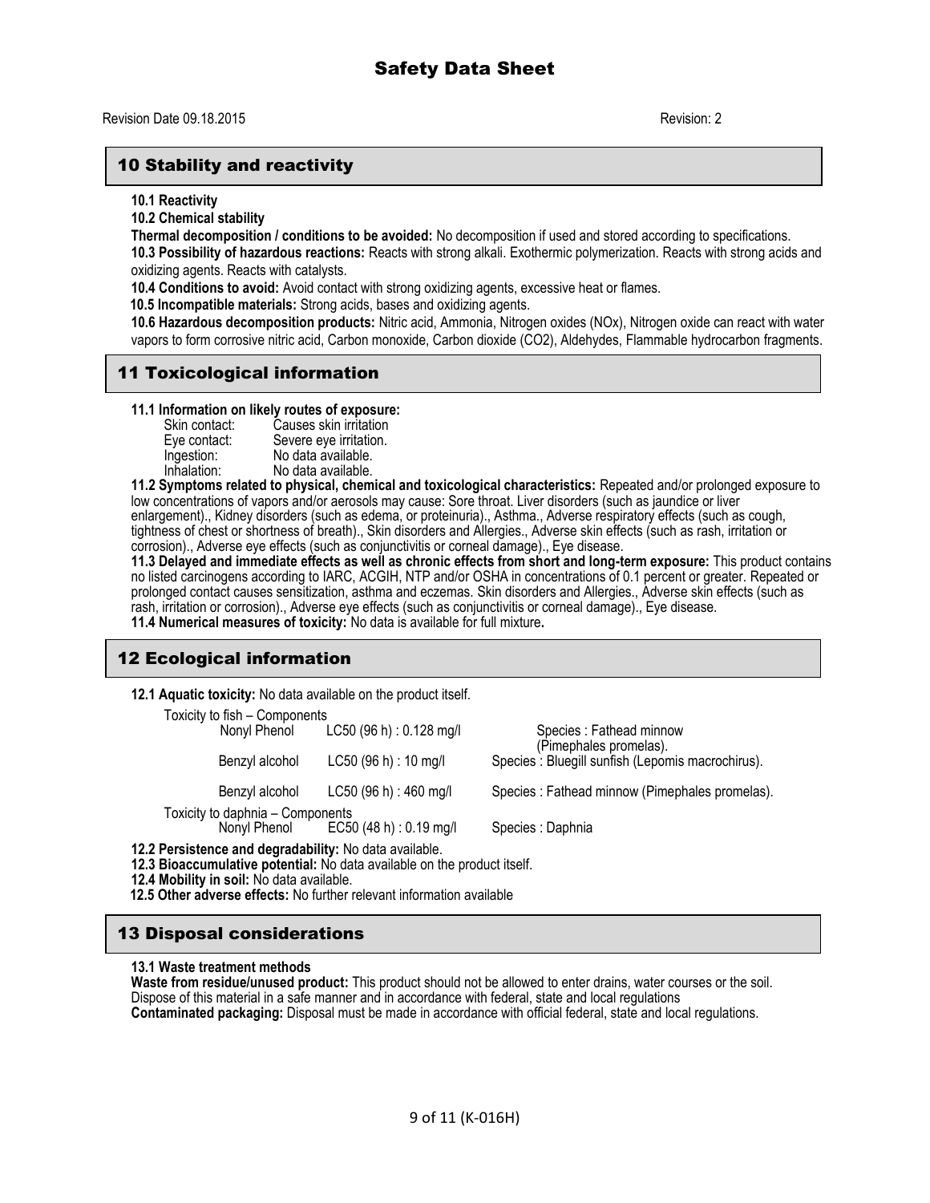Revision Date 09.18.2015 Revision: 2

## 10 Stability and reactivity

**10.1 Reactivity**

**10.2 Chemical stability**

**Thermal decomposition / conditions to be avoided:** No decomposition if used and stored according to specifications.

**10.3 Possibility of hazardous reactions:** Reacts with strong alkali. Exothermic polymerization. Reacts with strong acids and oxidizing agents. Reacts with catalysts.

**10.4 Conditions to avoid:** Avoid contact with strong oxidizing agents, excessive heat or flames.

**10.5 Incompatible materials:** Strong acids, bases and oxidizing agents.

**10.6 Hazardous decomposition products:** Nitric acid, Ammonia, Nitrogen oxides (NOx), Nitrogen oxide can react with water vapors to form corrosive nitric acid, Carbon monoxide, Carbon dioxide ($CO_2$), Aldehydes, Flammable hydrocarbon fragments.

## 11 Toxicological information

**11.1 Information on likely routes of exposure:**

| | |
|---|---|
| Skin contact: | Causes skin irritation |
| Eye contact: | Severe eye irritation. |
| Ingestion: | No data available. |
| Inhalation: | No data available. |

**11.2 Symptoms related to physical, chemical and toxicological characteristics:** Repeated and/or prolonged exposure to low concentrations of vapors and/or aerosols may cause: Sore throat. Liver disorders (such as jaundice or liver enlargement)., Kidney disorders (such as edema, or proteinuria)., Asthma., Adverse respiratory effects (such as cough, tightness of chest or shortness of breath)., Skin disorders and Allergies., Adverse skin effects (such as rash, irritation or corrosion)., Adverse eye effects (such as conjunctivitis or corneal damage)., Eye disease.

**11.3 Delayed and immediate effects as well as chronic effects from short and long-term exposure:** This product contains no listed carcinogens according to IARC, ACGIH, NTP and/or OSHA in concentrations of 0.1 percent or greater. Repeated or prolonged contact causes sensitization, asthma and eczemas. Skin disorders and Allergies., Adverse skin effects (such as rash, irritation or corrosion)., Adverse eye effects (such as conjunctivitis or corneal damage)., Eye disease.

**11.4 Numerical measures of toxicity:** No data is available for full mixture**.**

## 12 Ecological information

**12.1 Aquatic toxicity:** No data available on the product itself.

Toxicity to fish – Components

| Component | Value | Species |
|---|---|---|
| Nonyl Phenol | LC50 (96 h) : 0.128 mg/l | Species : Fathead minnow (Pimephales promelas). |
| Benzyl alcohol | LC50 (96 h) : 10 mg/l | Species : Bluegill sunfish (Lepomis macrochirus). |
| Benzyl alcohol | LC50 (96 h) : 460 mg/l | Species : Fathead minnow (Pimephales promelas). |

Toxicity to daphnia – Components

| Component | Value | Species |
|---|---|---|
| Nonyl Phenol | EC50 (48 h) : 0.19 mg/l | Species : Daphnia |

**12.2 Persistence and degradability:** No data available.

**12.3 Bioaccumulative potential:** No data available on the product itself.

**12.4 Mobility in soil:** No data available.

**12.5 Other adverse effects:** No further relevant information available

## 13 Disposal considerations

**13.1 Waste treatment methods**

**Waste from residue/unused product:** This product should not be allowed to enter drains, water courses or the soil. Dispose of this material in a safe manner and in accordance with federal, state and local regulations

**Contaminated packaging:** Disposal must be made in accordance with official federal, state and local regulations.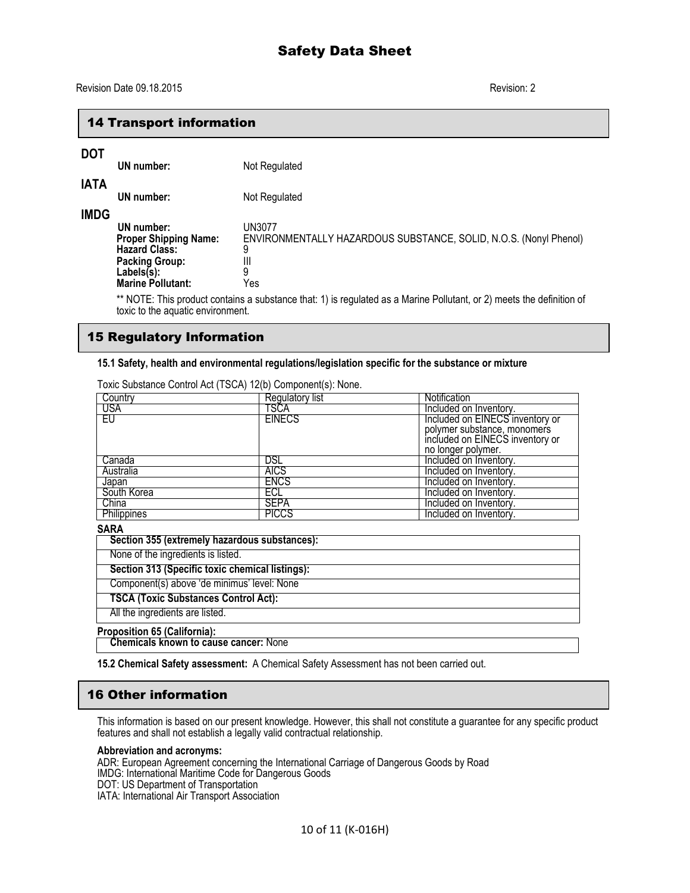## 14 Transport information

**DOT**

**UN number:** Not Regulated

**IATA**

**UN number:** Not Regulated

**IMDG**

**UN number:** UN3077
**Proper Shipping Name:** ENVIRONMENTALLY HAZARDOUS SUBSTANCE, SOLID, N.O.S. (Nonyl Phenol)
**Hazard Class:** 9
**Packing Group:** III
**Labels(s):** 9
**Marine Pollutant:** Yes

** NOTE: This product contains a substance that: 1) is regulated as a Marine Pollutant, or 2) meets the definition of toxic to the aquatic environment.

## 15 Regulatory Information

**15.1 Safety, health and environmental regulations/legislation specific for the substance or mixture**

Toxic Substance Control Act (TSCA) 12(b) Component(s): None.

| Country | Regulatory list | Notification |
|---|---|---|
| USA | TSCA | Included on Inventory. |
| EU | EINECS | Included on EINECS inventory or polymer substance, monomers included on EINECS inventory or no longer polymer. |
| Canada | DSL | Included on Inventory. |
| Australia | AICS | Included on Inventory. |
| Japan | ENCS | Included on Inventory. |
| South Korea | ECL | Included on Inventory. |
| China | SEPA | Included on Inventory. |
| Philippines | PICCS | Included on Inventory. |

**SARA**

| **Section 355 (extremely hazardous substances):** |
|---|
| None of the ingredients is listed. |
| **Section 313 (Specific toxic chemical listings):** |
| Component(s) above 'de minimus' level: None |
| **TSCA (Toxic Substances Control Act):** |
| All the ingredients are listed. |

**Proposition 65 (California):**

**Chemicals known to cause cancer:** None

**15.2 Chemical Safety assessment:** A Chemical Safety Assessment has not been carried out.

## 16 Other information

This information is based on our present knowledge. However, this shall not constitute a guarantee for any specific product features and shall not establish a legally valid contractual relationship.

**Abbreviation and acronyms:**
ADR: European Agreement concerning the International Carriage of Dangerous Goods by Road
IMDG: International Maritime Code for Dangerous Goods
DOT: US Department of Transportation
IATA: International Air Transport Association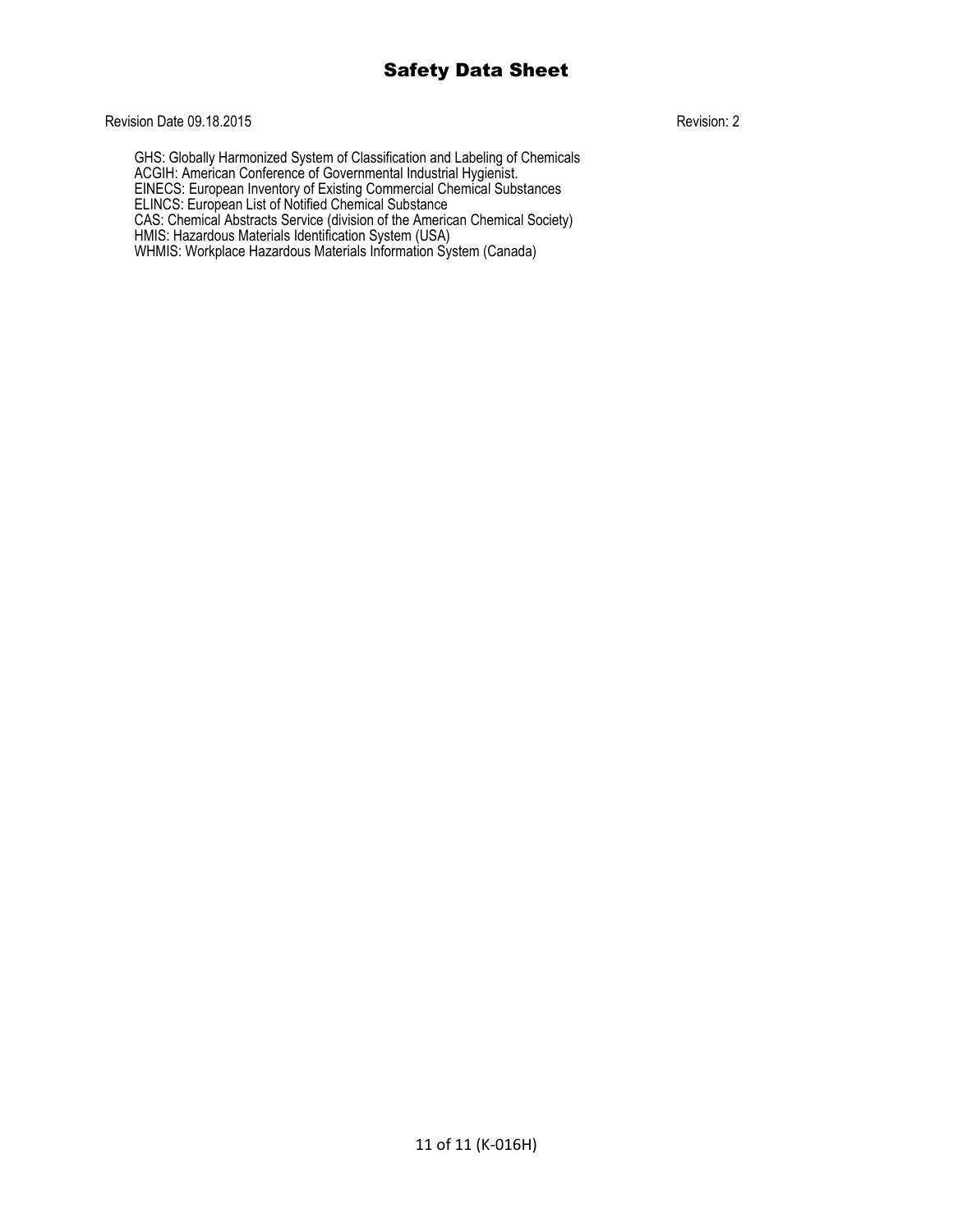GHS: Globally Harmonized System of Classification and Labeling of Chemicals
ACGIH: American Conference of Governmental Industrial Hygienist.
EINECS: European Inventory of Existing Commercial Chemical Substances
ELINCS: European List of Notified Chemical Substance
CAS: Chemical Abstracts Service (division of the American Chemical Society)
HMIS: Hazardous Materials Identification System (USA)
WHMIS: Workplace Hazardous Materials Information System (Canada)